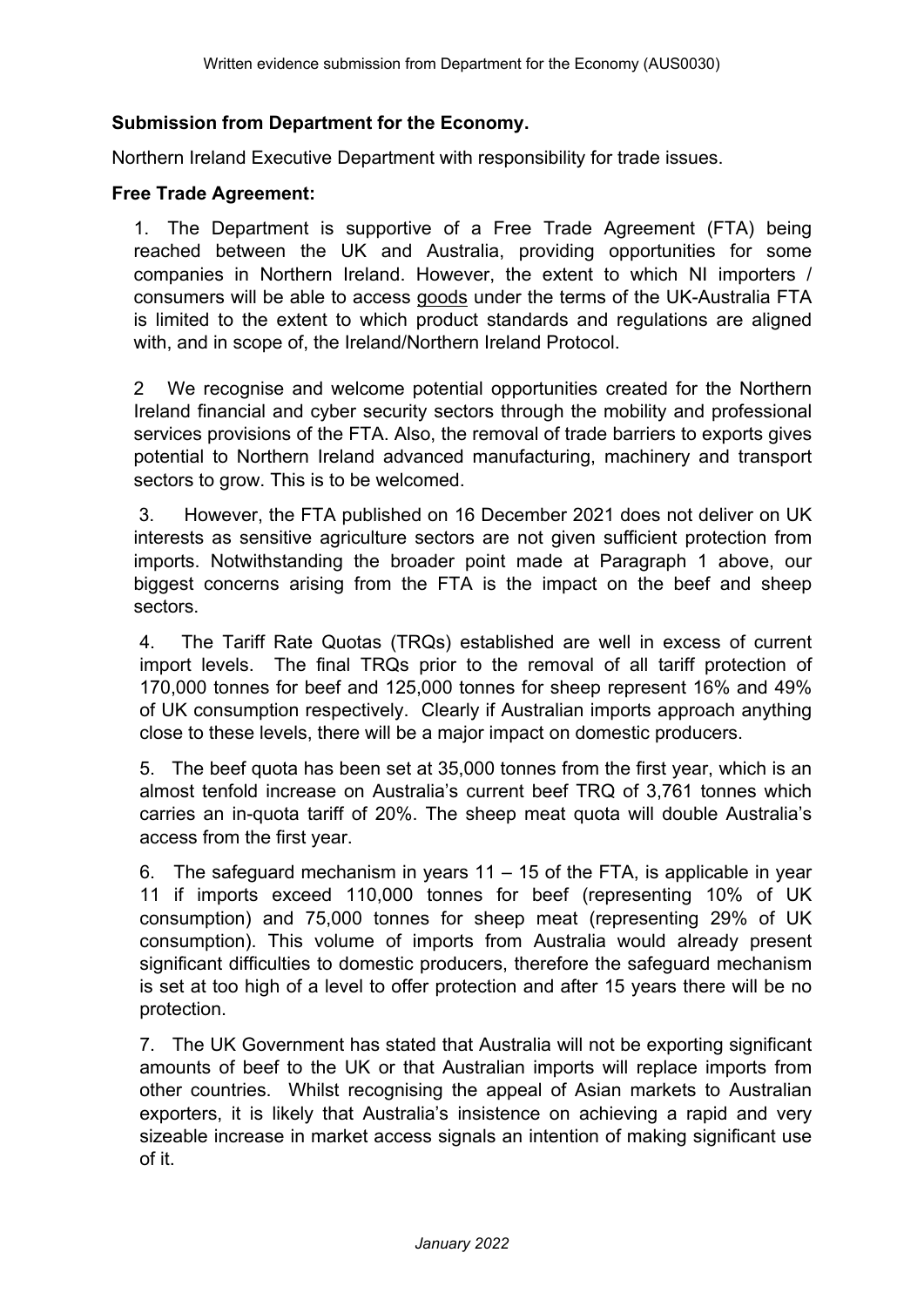**Submission from Department for the Economy.**

Northern Ireland Executive Department with responsibility for trade issues.

**Free Trade Agreement:**

1. The Department is supportive of a Free Trade Agreement (FTA) being reached between the UK and Australia, providing opportunities for some companies in Northern Ireland. However, the extent to which NI importers / consumers will be able to access goods under the terms of the UK-Australia FTA is limited to the extent to which product standards and regulations are aligned with, and in scope of, the Ireland/Northern Ireland Protocol.

2 We recognise and welcome potential opportunities created for the Northern Ireland financial and cyber security sectors through the mobility and professional services provisions of the FTA. Also, the removal of trade barriers to exports gives potential to Northern Ireland advanced manufacturing, machinery and transport sectors to grow. This is to be welcomed.

3. However, the FTA published on 16 December 2021 does not deliver on UK interests as sensitive agriculture sectors are not given sufficient protection from imports. Notwithstanding the broader point made at Paragraph 1 above, our biggest concerns arising from the FTA is the impact on the beef and sheep sectors.

4. The Tariff Rate Quotas (TRQs) established are well in excess of current import levels. The final TRQs prior to the removal of all tariff protection of 170,000 tonnes for beef and 125,000 tonnes for sheep represent 16% and 49% of UK consumption respectively. Clearly if Australian imports approach anything close to these levels, there will be a major impact on domestic producers.

5. The beef quota has been set at 35,000 tonnes from the first year, which is an almost tenfold increase on Australia's current beef TRQ of 3,761 tonnes which carries an in-quota tariff of 20%. The sheep meat quota will double Australia's access from the first year.

6. The safeguard mechanism in years 11 – 15 of the FTA, is applicable in year 11 if imports exceed 110,000 tonnes for beef (representing 10% of UK consumption) and 75,000 tonnes for sheep meat (representing 29% of UK consumption). This volume of imports from Australia would already present significant difficulties to domestic producers, therefore the safeguard mechanism is set at too high of a level to offer protection and after 15 years there will be no protection.

7. The UK Government has stated that Australia will not be exporting significant amounts of beef to the UK or that Australian imports will replace imports from other countries. Whilst recognising the appeal of Asian markets to Australian exporters, it is likely that Australia's insistence on achieving a rapid and very sizeable increase in market access signals an intention of making significant use of it.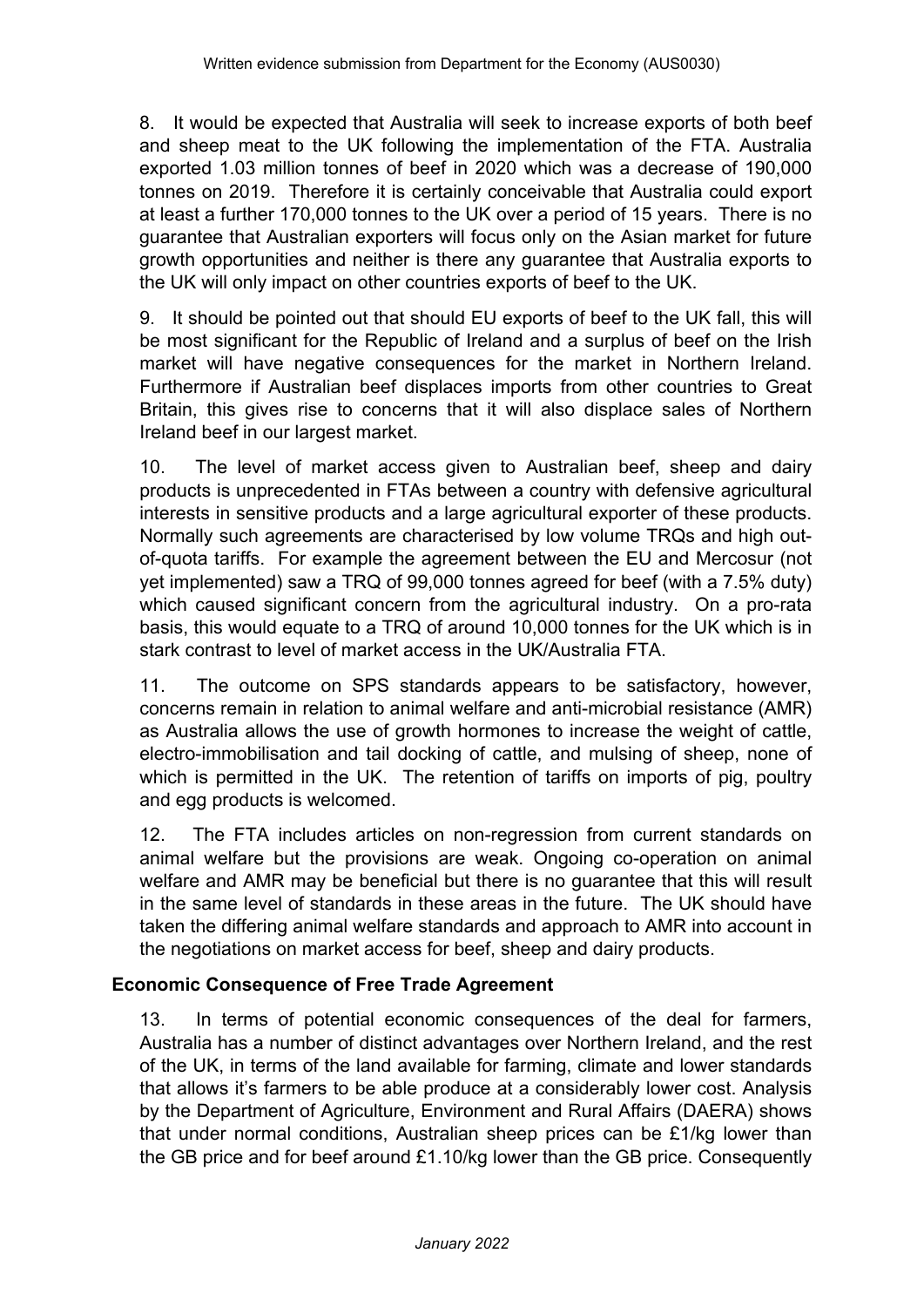8. It would be expected that Australia will seek to increase exports of both beef and sheep meat to the UK following the implementation of the FTA. Australia exported 1.03 million tonnes of beef in 2020 which was a decrease of 190,000 tonnes on 2019. Therefore it is certainly conceivable that Australia could export at least a further 170,000 tonnes to the UK over a period of 15 years. There is no guarantee that Australian exporters will focus only on the Asian market for future growth opportunities and neither is there any guarantee that Australia exports to the UK will only impact on other countries exports of beef to the UK.

9. It should be pointed out that should EU exports of beef to the UK fall, this will be most significant for the Republic of Ireland and a surplus of beef on the Irish market will have negative consequences for the market in Northern Ireland. Furthermore if Australian beef displaces imports from other countries to Great Britain, this gives rise to concerns that it will also displace sales of Northern Ireland beef in our largest market.

10. The level of market access given to Australian beef, sheep and dairy products is unprecedented in FTAs between a country with defensive agricultural interests in sensitive products and a large agricultural exporter of these products. Normally such agreements are characterised by low volume TRQs and high out-of-quota tariffs. For example the agreement between the EU and Mercosur (not yet implemented) saw a TRQ of 99,000 tonnes agreed for beef (with a 7.5% duty) which caused significant concern from the agricultural industry. On a pro-rata basis, this would equate to a TRQ of around 10,000 tonnes for the UK which is in stark contrast to level of market access in the UK/Australia FTA.

11. The outcome on SPS standards appears to be satisfactory, however, concerns remain in relation to animal welfare and anti-microbial resistance (AMR) as Australia allows the use of growth hormones to increase the weight of cattle, electro-immobilisation and tail docking of cattle, and mulsing of sheep, none of which is permitted in the UK. The retention of tariffs on imports of pig, poultry and egg products is welcomed.

12. The FTA includes articles on non-regression from current standards on animal welfare but the provisions are weak. Ongoing co-operation on animal welfare and AMR may be beneficial but there is no guarantee that this will result in the same level of standards in these areas in the future. The UK should have taken the differing animal welfare standards and approach to AMR into account in the negotiations on market access for beef, sheep and dairy products.

## Economic Consequence of Free Trade Agreement

13. In terms of potential economic consequences of the deal for farmers, Australia has a number of distinct advantages over Northern Ireland, and the rest of the UK, in terms of the land available for farming, climate and lower standards that allows it's farmers to be able produce at a considerably lower cost. Analysis by the Department of Agriculture, Environment and Rural Affairs (DAERA) shows that under normal conditions, Australian sheep prices can be £1/kg lower than the GB price and for beef around £1.10/kg lower than the GB price. Consequently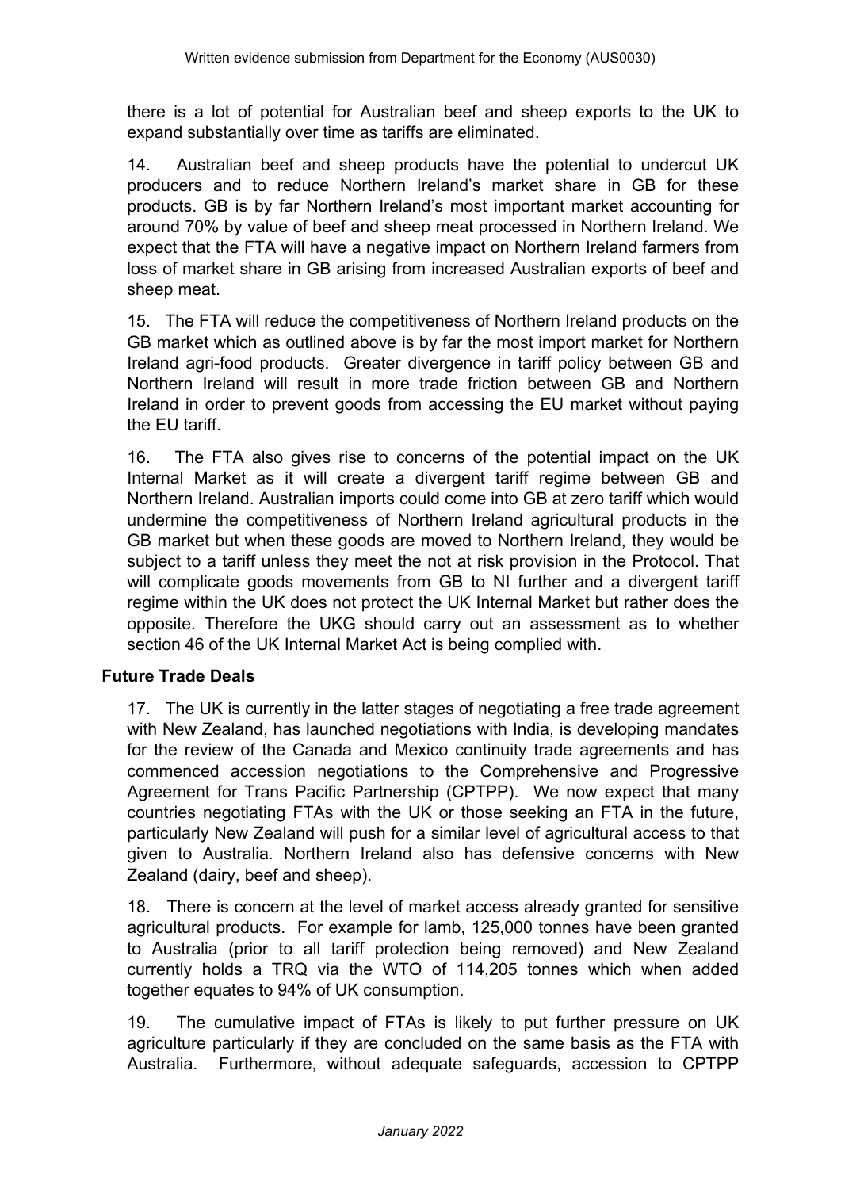there is a lot of potential for Australian beef and sheep exports to the UK to expand substantially over time as tariffs are eliminated.

14. Australian beef and sheep products have the potential to undercut UK producers and to reduce Northern Ireland's market share in GB for these products. GB is by far Northern Ireland's most important market accounting for around 70% by value of beef and sheep meat processed in Northern Ireland. We expect that the FTA will have a negative impact on Northern Ireland farmers from loss of market share in GB arising from increased Australian exports of beef and sheep meat.

15. The FTA will reduce the competitiveness of Northern Ireland products on the GB market which as outlined above is by far the most import market for Northern Ireland agri-food products. Greater divergence in tariff policy between GB and Northern Ireland will result in more trade friction between GB and Northern Ireland in order to prevent goods from accessing the EU market without paying the EU tariff.

16. The FTA also gives rise to concerns of the potential impact on the UK Internal Market as it will create a divergent tariff regime between GB and Northern Ireland. Australian imports could come into GB at zero tariff which would undermine the competitiveness of Northern Ireland agricultural products in the GB market but when these goods are moved to Northern Ireland, they would be subject to a tariff unless they meet the not at risk provision in the Protocol. That will complicate goods movements from GB to NI further and a divergent tariff regime within the UK does not protect the UK Internal Market but rather does the opposite. Therefore the UKG should carry out an assessment as to whether section 46 of the UK Internal Market Act is being complied with.

## Future Trade Deals

17. The UK is currently in the latter stages of negotiating a free trade agreement with New Zealand, has launched negotiations with India, is developing mandates for the review of the Canada and Mexico continuity trade agreements and has commenced accession negotiations to the Comprehensive and Progressive Agreement for Trans Pacific Partnership (CPTPP). We now expect that many countries negotiating FTAs with the UK or those seeking an FTA in the future, particularly New Zealand will push for a similar level of agricultural access to that given to Australia. Northern Ireland also has defensive concerns with New Zealand (dairy, beef and sheep).

18. There is concern at the level of market access already granted for sensitive agricultural products. For example for lamb, 125,000 tonnes have been granted to Australia (prior to all tariff protection being removed) and New Zealand currently holds a TRQ via the WTO of 114,205 tonnes which when added together equates to 94% of UK consumption.

19. The cumulative impact of FTAs is likely to put further pressure on UK agriculture particularly if they are concluded on the same basis as the FTA with Australia. Furthermore, without adequate safeguards, accession to CPTPP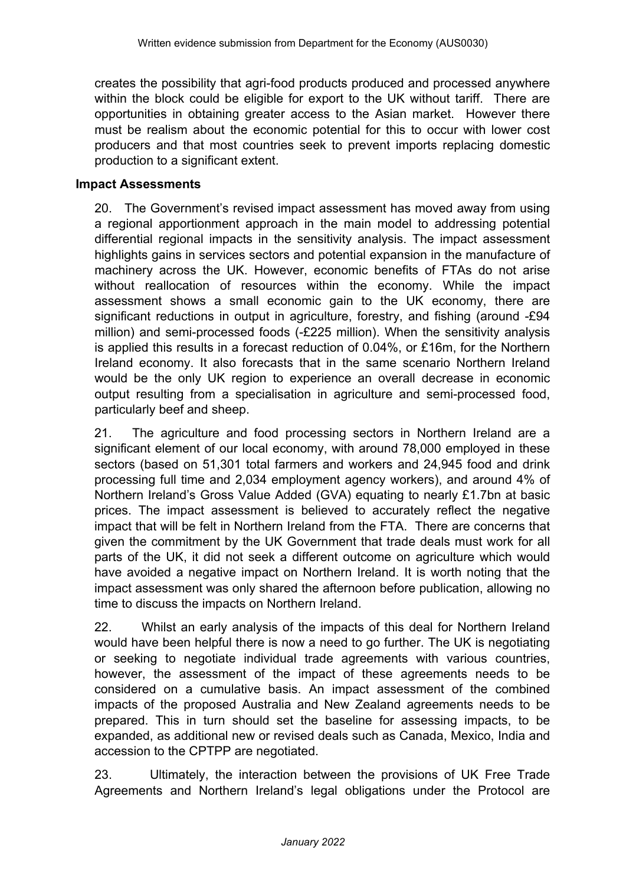creates the possibility that agri-food products produced and processed anywhere within the block could be eligible for export to the UK without tariff. There are opportunities in obtaining greater access to the Asian market. However there must be realism about the economic potential for this to occur with lower cost producers and that most countries seek to prevent imports replacing domestic production to a significant extent.

**Impact Assessments**

20. The Government's revised impact assessment has moved away from using a regional apportionment approach in the main model to addressing potential differential regional impacts in the sensitivity analysis. The impact assessment highlights gains in services sectors and potential expansion in the manufacture of machinery across the UK. However, economic benefits of FTAs do not arise without reallocation of resources within the economy. While the impact assessment shows a small economic gain to the UK economy, there are significant reductions in output in agriculture, forestry, and fishing (around -£94 million) and semi-processed foods (-£225 million). When the sensitivity analysis is applied this results in a forecast reduction of 0.04%, or £16m, for the Northern Ireland economy. It also forecasts that in the same scenario Northern Ireland would be the only UK region to experience an overall decrease in economic output resulting from a specialisation in agriculture and semi-processed food, particularly beef and sheep.

21. The agriculture and food processing sectors in Northern Ireland are a significant element of our local economy, with around 78,000 employed in these sectors (based on 51,301 total farmers and workers and 24,945 food and drink processing full time and 2,034 employment agency workers), and around 4% of Northern Ireland's Gross Value Added (GVA) equating to nearly £1.7bn at basic prices. The impact assessment is believed to accurately reflect the negative impact that will be felt in Northern Ireland from the FTA. There are concerns that given the commitment by the UK Government that trade deals must work for all parts of the UK, it did not seek a different outcome on agriculture which would have avoided a negative impact on Northern Ireland. It is worth noting that the impact assessment was only shared the afternoon before publication, allowing no time to discuss the impacts on Northern Ireland.

22. Whilst an early analysis of the impacts of this deal for Northern Ireland would have been helpful there is now a need to go further. The UK is negotiating or seeking to negotiate individual trade agreements with various countries, however, the assessment of the impact of these agreements needs to be considered on a cumulative basis. An impact assessment of the combined impacts of the proposed Australia and New Zealand agreements needs to be prepared. This in turn should set the baseline for assessing impacts, to be expanded, as additional new or revised deals such as Canada, Mexico, India and accession to the CPTPP are negotiated.

23. Ultimately, the interaction between the provisions of UK Free Trade Agreements and Northern Ireland's legal obligations under the Protocol are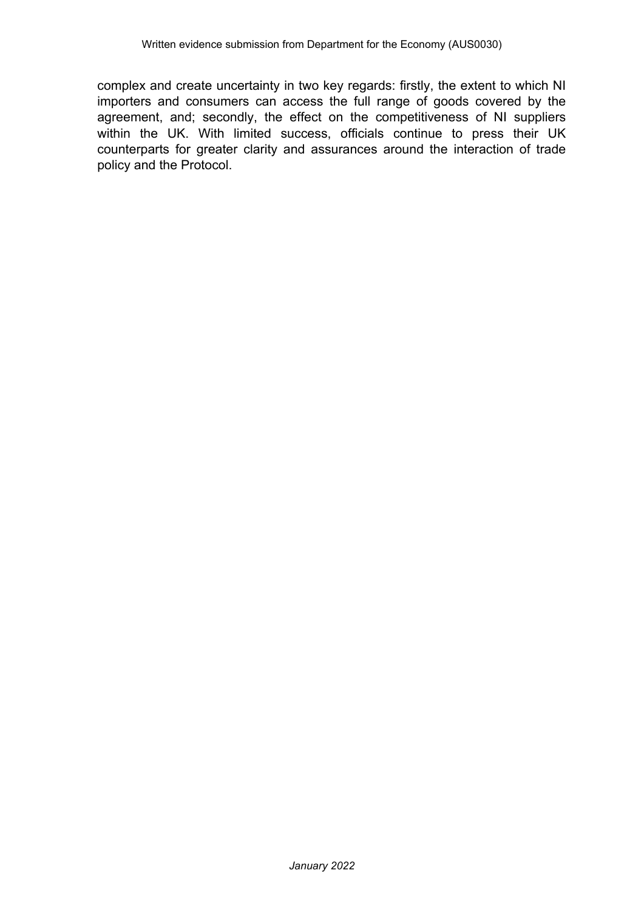complex and create uncertainty in two key regards: firstly, the extent to which NI importers and consumers can access the full range of goods covered by the agreement, and; secondly, the effect on the competitiveness of NI suppliers within the UK. With limited success, officials continue to press their UK counterparts for greater clarity and assurances around the interaction of trade policy and the Protocol.

*January 2022*